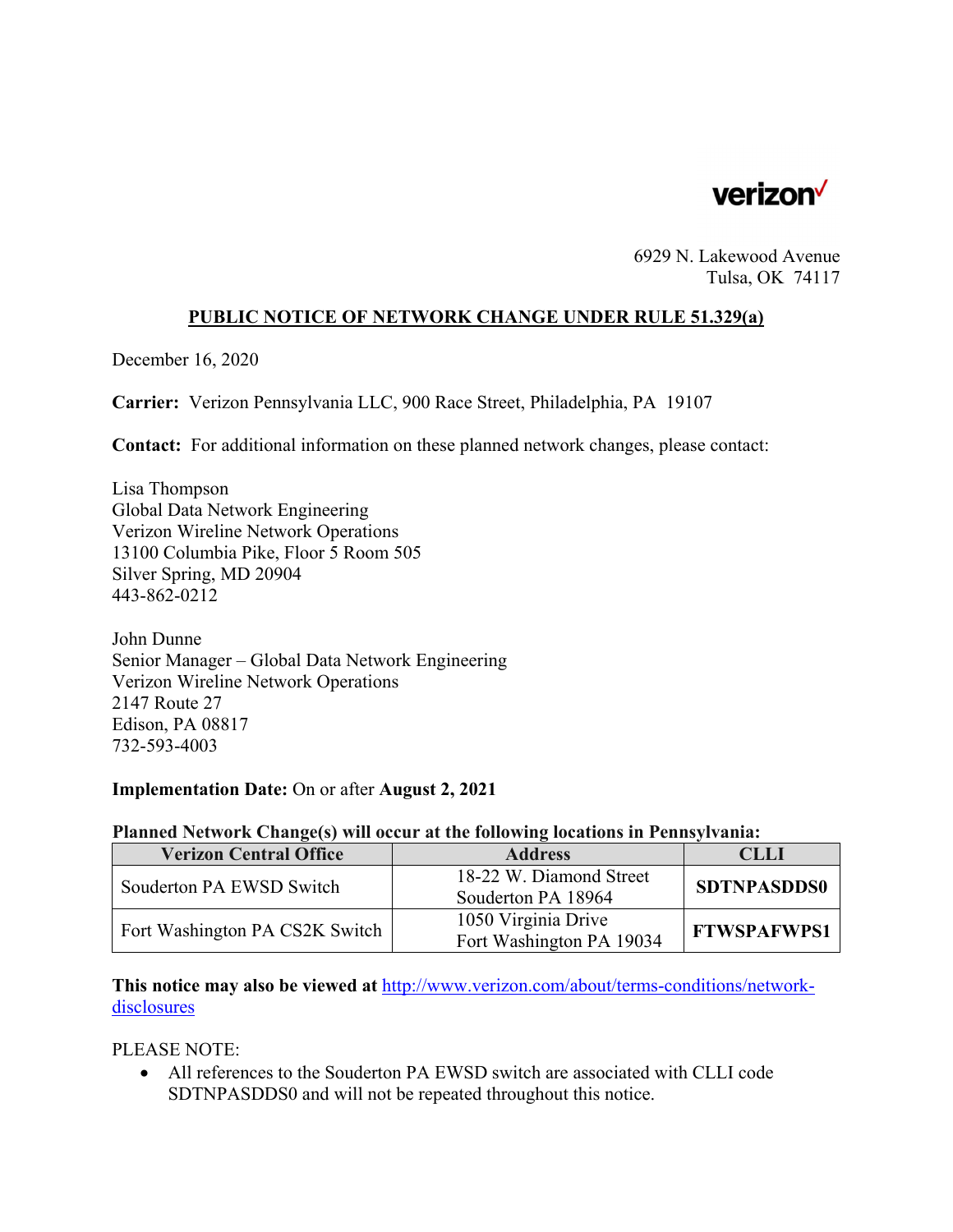verizon

6929 N. Lakewood Avenue
Tulsa, OK 74117

## PUBLIC NOTICE OF NETWORK CHANGE UNDER RULE 51.329(a)

December 16, 2020

**Carrier:** Verizon Pennsylvania LLC, 900 Race Street, Philadelphia, PA 19107

**Contact:** For additional information on these planned network changes, please contact:

Lisa Thompson
Global Data Network Engineering
Verizon Wireline Network Operations
13100 Columbia Pike, Floor 5 Room 505
Silver Spring, MD 20904
443-862-0212

John Dunne
Senior Manager – Global Data Network Engineering
Verizon Wireline Network Operations
2147 Route 27
Edison, PA 08817
732-593-4003

**Implementation Date:** On or after **August 2, 2021**

**Planned Network Change(s) will occur at the following locations in Pennsylvania:**

| Verizon Central Office | Address | CLLI |
|---|---|---|
| Souderton PA EWSD Switch | 18-22 W. Diamond Street Souderton PA 18964 | **SDTNPASDDS0** |
| Fort Washington PA CS2K Switch | 1050 Virginia Drive Fort Washington PA 19034 | **FTWSPAFWPS1** |

**This notice may also be viewed at** http://www.verizon.com/about/terms-conditions/network-disclosures

PLEASE NOTE:

- All references to the Souderton PA EWSD switch are associated with CLLI code SDTNPASDDS0 and will not be repeated throughout this notice.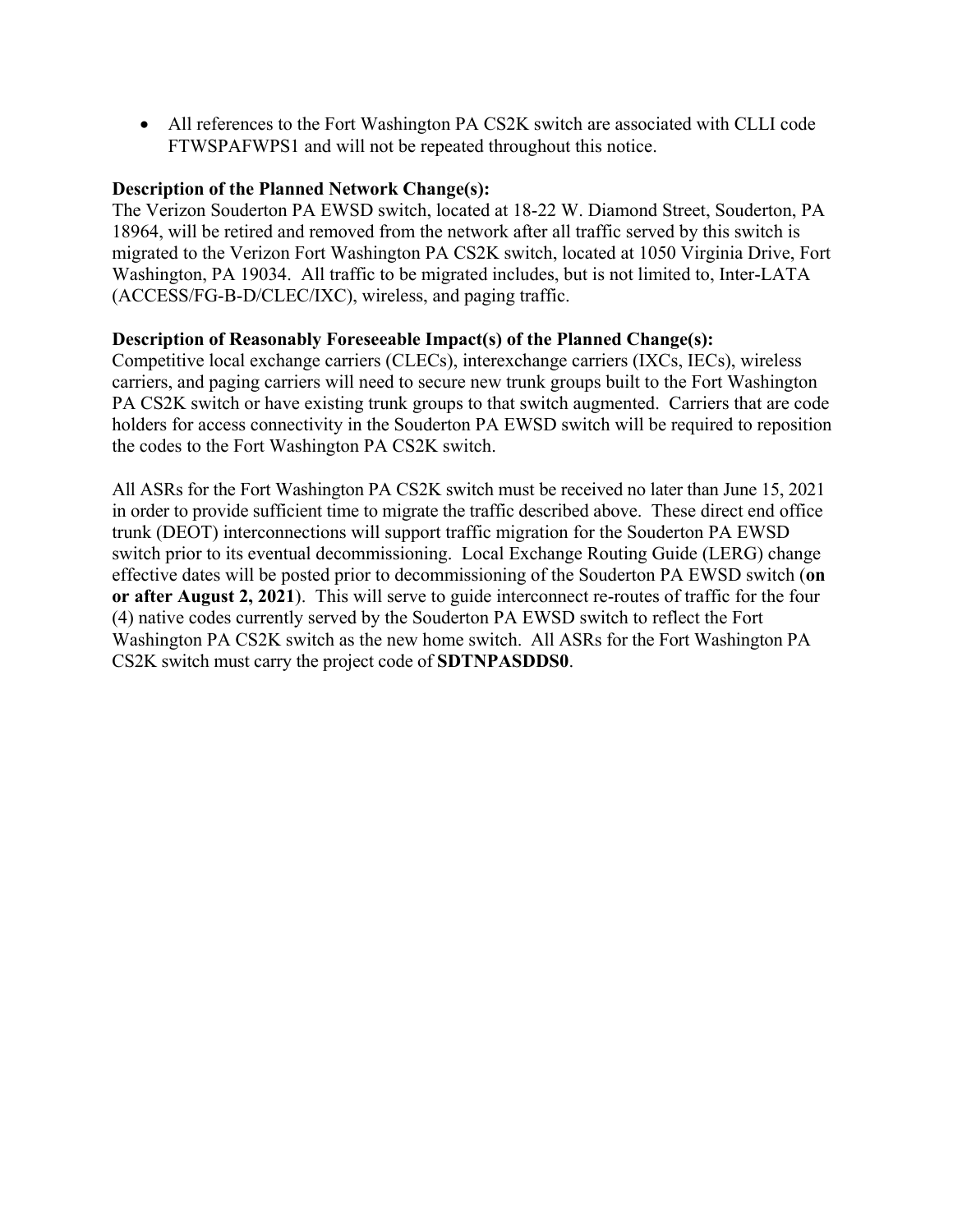- All references to the Fort Washington PA CS2K switch are associated with CLLI code FTWSPAFWPS1 and will not be repeated throughout this notice.

**Description of the Planned Network Change(s):**
The Verizon Souderton PA EWSD switch, located at 18-22 W. Diamond Street, Souderton, PA 18964, will be retired and removed from the network after all traffic served by this switch is migrated to the Verizon Fort Washington PA CS2K switch, located at 1050 Virginia Drive, Fort Washington, PA 19034. All traffic to be migrated includes, but is not limited to, Inter-LATA (ACCESS/FG-B-D/CLEC/IXC), wireless, and paging traffic.

**Description of Reasonably Foreseeable Impact(s) of the Planned Change(s):**
Competitive local exchange carriers (CLECs), interexchange carriers (IXCs, IECs), wireless carriers, and paging carriers will need to secure new trunk groups built to the Fort Washington PA CS2K switch or have existing trunk groups to that switch augmented. Carriers that are code holders for access connectivity in the Souderton PA EWSD switch will be required to reposition the codes to the Fort Washington PA CS2K switch.

All ASRs for the Fort Washington PA CS2K switch must be received no later than June 15, 2021 in order to provide sufficient time to migrate the traffic described above. These direct end office trunk (DEOT) interconnections will support traffic migration for the Souderton PA EWSD switch prior to its eventual decommissioning. Local Exchange Routing Guide (LERG) change effective dates will be posted prior to decommissioning of the Souderton PA EWSD switch (**on or after August 2, 2021**). This will serve to guide interconnect re-routes of traffic for the four (4) native codes currently served by the Souderton PA EWSD switch to reflect the Fort Washington PA CS2K switch as the new home switch. All ASRs for the Fort Washington PA CS2K switch must carry the project code of **SDTNPASDDS0**.